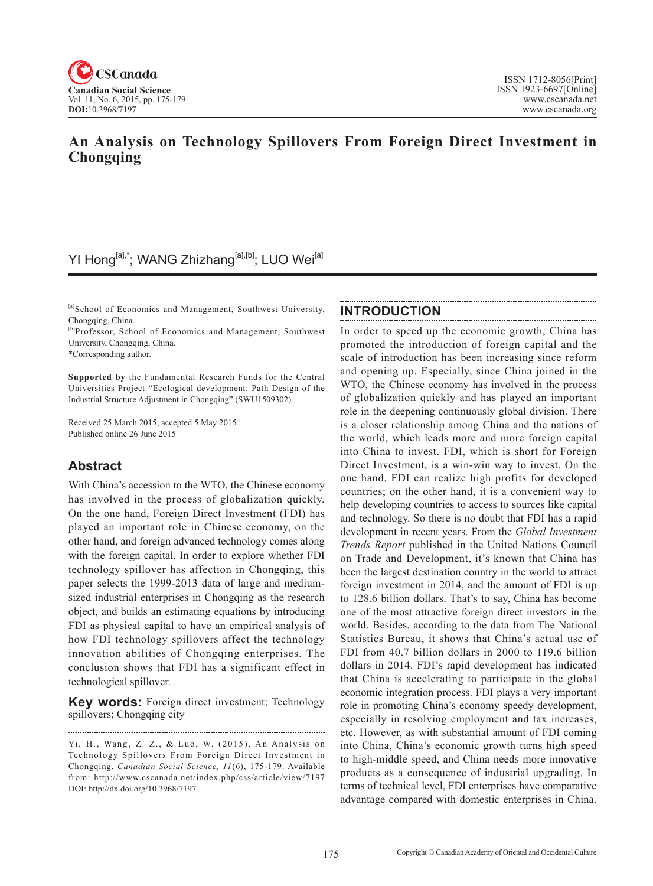# An Analysis on Technology Spillovers From Foreign Direct Investment in Chongqing

YI Hong[a],*; WANG Zhizhang[a],[b]; LUO Wei[a]

[a]School of Economics and Management, Southwest University, Chongqing, China.

[b]Professor, School of Economics and Management, Southwest University, Chongqing, China.

*Corresponding author.

**Supported by** the Fundamental Research Funds for the Central Universities Project "Ecological development: Path Design of the Industrial Structure Adjustment in Chongqing" (SWU1509302).

Received 25 March 2015; accepted 5 May 2015
Published online 26 June 2015

## Abstract

With China's accession to the WTO, the Chinese economy has involved in the process of globalization quickly. On the one hand, Foreign Direct Investment (FDI) has played an important role in Chinese economy, on the other hand, and foreign advanced technology comes along with the foreign capital. In order to explore whether FDI technology spillover has affection in Chongqing, this paper selects the 1999-2013 data of large and medium-sized industrial enterprises in Chongqing as the research object, and builds an estimating equations by introducing FDI as physical capital to have an empirical analysis of how FDI technology spillovers affect the technology innovation abilities of Chongqing enterprises. The conclusion shows that FDI has a significant effect in technological spillover.

**Key words:** Foreign direct investment; Technology spillovers; Chongqing city

Yi, H., Wang, Z. Z., & Luo, W. (2015). An Analysis on Technology Spillovers From Foreign Direct Investment in Chongqing. *Canadian Social Science, 11*(6), 175-179. Available from: http://www.cscanada.net/index.php/css/article/view/7197
DOI: http://dx.doi.org/10.3968/7197

## INTRODUCTION

In order to speed up the economic growth, China has promoted the introduction of foreign capital and the scale of introduction has been increasing since reform and opening up. Especially, since China joined in the WTO, the Chinese economy has involved in the process of globalization quickly and has played an important role in the deepening continuously global division. There is a closer relationship among China and the nations of the world, which leads more and more foreign capital into China to invest. FDI, which is short for Foreign Direct Investment, is a win-win way to invest. On the one hand, FDI can realize high profits for developed countries; on the other hand, it is a convenient way to help developing countries to access to sources like capital and technology. So there is no doubt that FDI has a rapid development in recent years. From the *Global Investment Trends Report* published in the United Nations Council on Trade and Development, it's known that China has been the largest destination country in the world to attract foreign investment in 2014, and the amount of FDI is up to 128.6 billion dollars. That's to say, China has become one of the most attractive foreign direct investors in the world. Besides, according to the data from The National Statistics Bureau, it shows that China's actual use of FDI from 40.7 billion dollars in 2000 to 119.6 billion dollars in 2014. FDI's rapid development has indicated that China is accelerating to participate in the global economic integration process. FDI plays a very important role in promoting China's economy speedy development, especially in resolving employment and tax increases, etc. However, as with substantial amount of FDI coming into China, China's economic growth turns high speed to high-middle speed, and China needs more innovative products as a consequence of industrial upgrading. In terms of technical level, FDI enterprises have comparative advantage compared with domestic enterprises in China.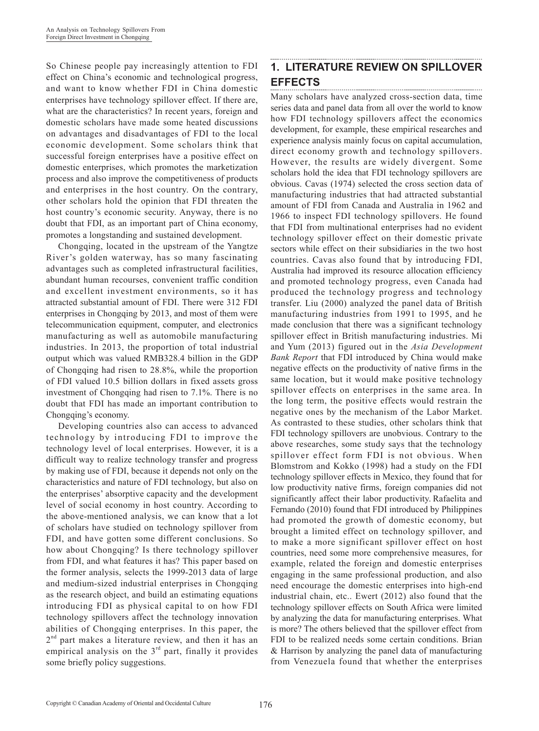So Chinese people pay increasingly attention to FDI effect on China's economic and technological progress, and want to know whether FDI in China domestic enterprises have technology spillover effect. If there are, what are the characteristics? In recent years, foreign and domestic scholars have made some heated discussions on advantages and disadvantages of FDI to the local economic development. Some scholars think that successful foreign enterprises have a positive effect on domestic enterprises, which promotes the marketization process and also improve the competitiveness of products and enterprises in the host country. On the contrary, other scholars hold the opinion that FDI threaten the host country's economic security. Anyway, there is no doubt that FDI, as an important part of China economy, promotes a longstanding and sustained development.

Chongqing, located in the upstream of the Yangtze River's golden waterway, has so many fascinating advantages such as completed infrastructural facilities, abundant human recourses, convenient traffic condition and excellent investment environments, so it has attracted substantial amount of FDI. There were 312 FDI enterprises in Chongqing by 2013, and most of them were telecommunication equipment, computer, and electronics manufacturing as well as automobile manufacturing industries. In 2013, the proportion of total industrial output which was valued RMB328.4 billion in the GDP of Chongqing had risen to 28.8%, while the proportion of FDI valued 10.5 billion dollars in fixed assets gross investment of Chongqing had risen to 7.1%. There is no doubt that FDI has made an important contribution to Chongqing's economy.

Developing countries also can access to advanced technology by introducing FDI to improve the technology level of local enterprises. However, it is a difficult way to realize technology transfer and progress by making use of FDI, because it depends not only on the characteristics and nature of FDI technology, but also on the enterprises' absorptive capacity and the development level of social economy in host country. According to the above-mentioned analysis, we can know that a lot of scholars have studied on technology spillover from FDI, and have gotten some different conclusions. So how about Chongqing? Is there technology spillover from FDI, and what features it has? This paper based on the former analysis, selects the 1999-2013 data of large and medium-sized industrial enterprises in Chongqing as the research object, and build an estimating equations introducing FDI as physical capital to on how FDI technology spillovers affect the technology innovation abilities of Chongqing enterprises. In this paper, the 2nd part makes a literature review, and then it has an empirical analysis on the 3rd part, finally it provides some briefly policy suggestions.

## 1. LITERATURE REVIEW ON SPILLOVER EFFECTS

Many scholars have analyzed cross-section data, time series data and panel data from all over the world to know how FDI technology spillovers affect the economics development, for example, these empirical researches and experience analysis mainly focus on capital accumulation, direct economy growth and technology spillovers. However, the results are widely divergent. Some scholars hold the idea that FDI technology spillovers are obvious. Cavas (1974) selected the cross section data of manufacturing industries that had attracted substantial amount of FDI from Canada and Australia in 1962 and 1966 to inspect FDI technology spillovers. He found that FDI from multinational enterprises had no evident technology spillover effect on their domestic private sectors while effect on their subsidiaries in the two host countries. Cavas also found that by introducing FDI, Australia had improved its resource allocation efficiency and promoted technology progress, even Canada had produced the technology progress and technology transfer. Liu (2000) analyzed the panel data of British manufacturing industries from 1991 to 1995, and he made conclusion that there was a significant technology spillover effect in British manufacturing industries. Mi and Yum (2013) figured out in the *Asia Development Bank Report* that FDI introduced by China would make negative effects on the productivity of native firms in the same location, but it would make positive technology spillover effects on enterprises in the same area. In the long term, the positive effects would restrain the negative ones by the mechanism of the Labor Market. As contrasted to these studies, other scholars think that FDI technology spillovers are unobvious. Contrary to the above researches, some study says that the technology spillover effect form FDI is not obvious. When Blomstrom and Kokko (1998) had a study on the FDI technology spillover effects in Mexico, they found that for low productivity native firms, foreign companies did not significantly affect their labor productivity. Rafaelita and Fernando (2010) found that FDI introduced by Philippines had promoted the growth of domestic economy, but brought a limited effect on technology spillover, and to make a more significant spillover effect on host countries, need some more comprehensive measures, for example, related the foreign and domestic enterprises engaging in the same professional production, and also need encourage the domestic enterprises into high-end industrial chain, etc.. Ewert (2012) also found that the technology spillover effects on South Africa were limited by analyzing the data for manufacturing enterprises. What is more? The others believed that the spillover effect from FDI to be realized needs some certain conditions. Brian & Harrison by analyzing the panel data of manufacturing from Venezuela found that whether the enterprises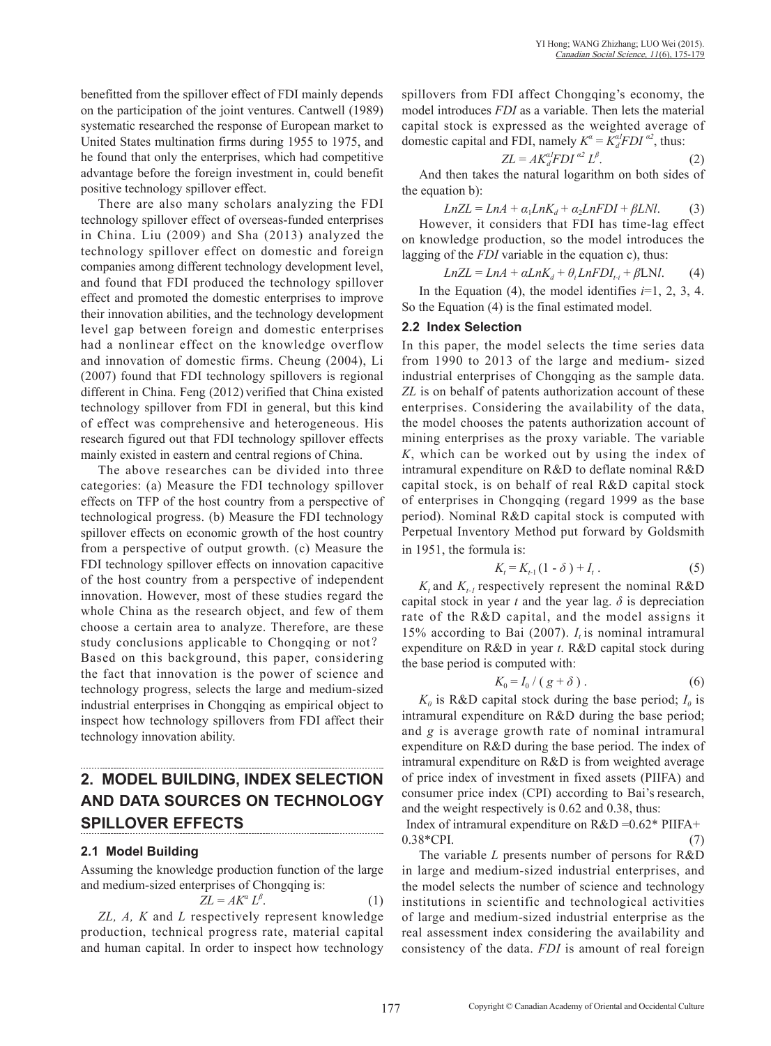benefitted from the spillover effect of FDI mainly depends on the participation of the joint ventures. Cantwell (1989) systematic researched the response of European market to United States multination firms during 1955 to 1975, and he found that only the enterprises, which had competitive advantage before the foreign investment in, could benefit positive technology spillover effect.

There are also many scholars analyzing the FDI technology spillover effect of overseas-funded enterprises in China. Liu (2009) and Sha (2013) analyzed the technology spillover effect on domestic and foreign companies among different technology development level, and found that FDI produced the technology spillover effect and promoted the domestic enterprises to improve their innovation abilities, and the technology development level gap between foreign and domestic enterprises had a nonlinear effect on the knowledge overflow and innovation of domestic firms. Cheung (2004), Li (2007) found that FDI technology spillovers is regional different in China. Feng (2012) verified that China existed technology spillover from FDI in general, but this kind of effect was comprehensive and heterogeneous. His research figured out that FDI technology spillover effects mainly existed in eastern and central regions of China.

The above researches can be divided into three categories: (a) Measure the FDI technology spillover effects on TFP of the host country from a perspective of technological progress. (b) Measure the FDI technology spillover effects on economic growth of the host country from a perspective of output growth. (c) Measure the FDI technology spillover effects on innovation capacitive of the host country from a perspective of independent innovation. However, most of these studies regard the whole China as the research object, and few of them choose a certain area to analyze. Therefore, are these study conclusions applicable to Chongqing or not? Based on this background, this paper, considering the fact that innovation is the power of science and technology progress, selects the large and medium-sized industrial enterprises in Chongqing as empirical object to inspect how technology spillovers from FDI affect their technology innovation ability.

## 2. MODEL BUILDING, INDEX SELECTION AND DATA SOURCES ON TECHNOLOGY SPILLOVER EFFECTS

### 2.1 Model Building

Assuming the knowledge production function of the large and medium-sized enterprises of Chongqing is:

$$ZL = AK^{\alpha} L^{\beta}. \qquad (1)$$

*ZL, A, K* and *L* respectively represent knowledge production, technical progress rate, material capital and human capital. In order to inspect how technology spillovers from FDI affect Chongqing's economy, the model introduces *FDI* as a variable. Then lets the material capital stock is expressed as the weighted average of domestic capital and FDI, namely $K^{\alpha} = K_d^{\alpha 1} FDI^{\alpha 2}$, thus:

$$ZL = AK_d^{\alpha 1} FDI^{\alpha 2} L^{\beta}. \qquad (2)$$

And then takes the natural logarithm on both sides of the equation b):

$$LnZL = LnA + \alpha_1 LnK_d + \alpha_2 LnFDI + \beta LNl. \qquad (3)$$

However, it considers that FDI has time-lag effect on knowledge production, so the model introduces the lagging of the *FDI* variable in the equation c), thus:

$$LnZL = LnA + \alpha LnK_d + \theta_i LnFDI_{t-i} + \beta \text{LN}l. \qquad (4)$$

In the Equation (4), the model identifies $i$=1, 2, 3, 4. So the Equation (4) is the final estimated model.

### 2.2 Index Selection

In this paper, the model selects the time series data from 1990 to 2013 of the large and medium- sized industrial enterprises of Chongqing as the sample data. *ZL* is on behalf of patents authorization account of these enterprises. Considering the availability of the data, the model chooses the patents authorization account of mining enterprises as the proxy variable. The variable *K*, which can be worked out by using the index of intramural expenditure on R&D to deflate nominal R&D capital stock, is on behalf of real R&D capital stock of enterprises in Chongqing (regard 1999 as the base period). Nominal R&D capital stock is computed with Perpetual Inventory Method put forward by Goldsmith in 1951, the formula is:

$$K_t = K_{t-1}(1 - \delta) + I_t. \qquad (5)$$

$K_t$ and $K_{t-1}$ respectively represent the nominal R&D capital stock in year *t* and the year lag. $\delta$ is depreciation rate of the R&D capital, and the model assigns it 15% according to Bai (2007). $I_t$ is nominal intramural expenditure on R&D in year *t*. R&D capital stock during the base period is computed with:

$$K_0 = I_0 / (g + \delta). \qquad (6)$$

$K_0$ is R&D capital stock during the base period; $I_0$ is intramural expenditure on R&D during the base period; and *g* is average growth rate of nominal intramural expenditure on R&D during the base period. The index of intramural expenditure on R&D is from weighted average of price index of investment in fixed assets (PIIFA) and consumer price index (CPI) according to Bai's research, and the weight respectively is 0.62 and 0.38, thus:

Index of intramural expenditure on R&D =0.62* PIIFA+ 0.38*CPI. (7)

The variable *L* presents number of persons for R&D in large and medium-sized industrial enterprises, and the model selects the number of science and technology institutions in scientific and technological activities of large and medium-sized industrial enterprise as the real assessment index considering the availability and consistency of the data. *FDI* is amount of real foreign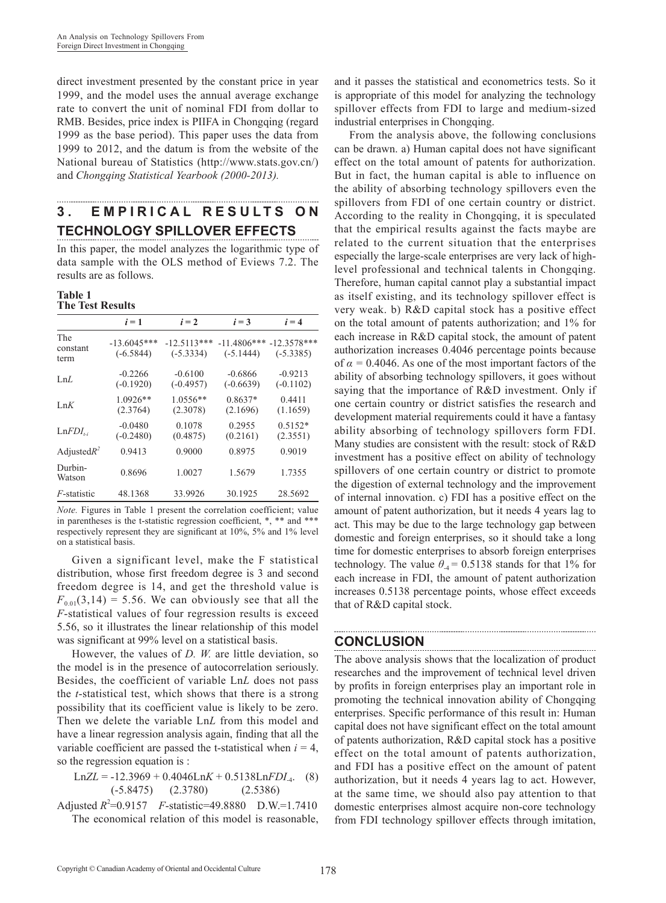direct investment presented by the constant price in year 1999, and the model uses the annual average exchange rate to convert the unit of nominal FDI from dollar to RMB. Besides, price index is PIIFA in Chongqing (regard 1999 as the base period). This paper uses the data from 1999 to 2012, and the datum is from the website of the National bureau of Statistics (http://www.stats.gov.cn/) and *Chongqing Statistical Yearbook (2000-2013).*

## 3. EMPIRICAL RESULTS ON TECHNOLOGY SPILLOVER EFFECTS

In this paper, the model analyzes the logarithmic type of data sample with the OLS method of Eviews 7.2. The results are as follows.

**Table 1**
**The Test Results**

| | $i = 1$ | $i = 2$ | $i = 3$ | $i = 4$ |
|---|---|---|---|---|
| The constant term | -13.6045*** (-6.5844) | -12.5113*** (-5.3334) | -11.4806*** (-5.1444) | -12.3578*** (-5.3385) |
| Ln*L* | -0.2266 (-0.1920) | -0.6100 (-0.4957) | -0.6866 (-0.6639) | -0.9213 (-0.1102) |
| Ln*K* | 1.0926** (2.3764) | 1.0556** (2.3078) | 0.8637* (2.1696) | 0.4411 (1.1659) |
| $LnFDI_{t-i}$ | -0.0480 (-0.2480) | 0.1078 (0.4875) | 0.2955 (0.2161) | 0.5152* (2.3551) |
| Adjusted$R^2$ | 0.9413 | 0.9000 | 0.8975 | 0.9019 |
| Durbin-Watson | 0.8696 | 1.0027 | 1.5679 | 1.7355 |
| *F*-statistic | 48.1368 | 33.9926 | 30.1925 | 28.5692 |

*Note.* Figures in Table 1 present the correlation coefficient; value in parentheses is the t-statistic regression coefficient, *, ** and *** respectively represent they are significant at 10%, 5% and 1% level on a statistical basis.

Given a significant level, make the F statistical distribution, whose first freedom degree is 3 and second freedom degree is 14, and get the threshold value is $F_{0.01}(3,14) = 5.56$. We can obviously see that all the *F*-statistical values of four regression results is exceed 5.56, so it illustrates the linear relationship of this model was significant at 99% level on a statistical basis.

However, the values of *D. W.* are little deviation, so the model is in the presence of autocorrelation seriously. Besides, the coefficient of variable Ln*L* does not pass the *t*-statistical test, which shows that there is a strong possibility that its coefficient value is likely to be zero. Then we delete the variable Ln*L* from this model and have a linear regression analysis again, finding that all the variable coefficient are passed the t-statistical when $i = 4$, so the regression equation is :

$$LnZL = -12.3969 + 0.4046LnK + 0.5138LnFDI_{-4}. \quad (8)$$
$$(-5.8475) \quad (2.3780) \quad (2.5386)$$

Adjusted $R^2$=0.9157 *F*-statistic=49.8880 D.W.=1.7410

The economical relation of this model is reasonable, and it passes the statistical and econometrics tests. So it is appropriate of this model for analyzing the technology spillover effects from FDI to large and medium-sized industrial enterprises in Chongqing.

From the analysis above, the following conclusions can be drawn. a) Human capital does not have significant effect on the total amount of patents for authorization. But in fact, the human capital is able to influence on the ability of absorbing technology spillovers even the spillovers from FDI of one certain country or district. According to the reality in Chongqing, it is speculated that the empirical results against the facts maybe are related to the current situation that the enterprises especially the large-scale enterprises are very lack of high-level professional and technical talents in Chongqing. Therefore, human capital cannot play a substantial impact as itself existing, and its technology spillover effect is very weak. b) R&D capital stock has a positive effect on the total amount of patents authorization; and 1% for each increase in R&D capital stock, the amount of patent authorization increases 0.4046 percentage points because of $\alpha = 0.4046$. As one of the most important factors of the ability of absorbing technology spillovers, it goes without saying that the importance of R&D investment. Only if one certain country or district satisfies the research and development material requirements could it have a fantasy ability absorbing of technology spillovers form FDI. Many studies are consistent with the result: stock of R&D investment has a positive effect on ability of technology spillovers of one certain country or district to promote the digestion of external technology and the improvement of internal innovation. c) FDI has a positive effect on the amount of patent authorization, but it needs 4 years lag to act. This may be due to the large technology gap between domestic and foreign enterprises, so it should take a long time for domestic enterprises to absorb foreign enterprises technology. The value $\theta_{-4} = 0.5138$ stands for that 1% for each increase in FDI, the amount of patent authorization increases 0.5138 percentage points, whose effect exceeds that of R&D capital stock.

## CONCLUSION

The above analysis shows that the localization of product researches and the improvement of technical level driven by profits in foreign enterprises play an important role in promoting the technical innovation ability of Chongqing enterprises. Specific performance of this result in: Human capital does not have significant effect on the total amount of patents authorization, R&D capital stock has a positive effect on the total amount of patents authorization, and FDI has a positive effect on the amount of patent authorization, but it needs 4 years lag to act. However, at the same time, we should also pay attention to that domestic enterprises almost acquire non-core technology from FDI technology spillover effects through imitation,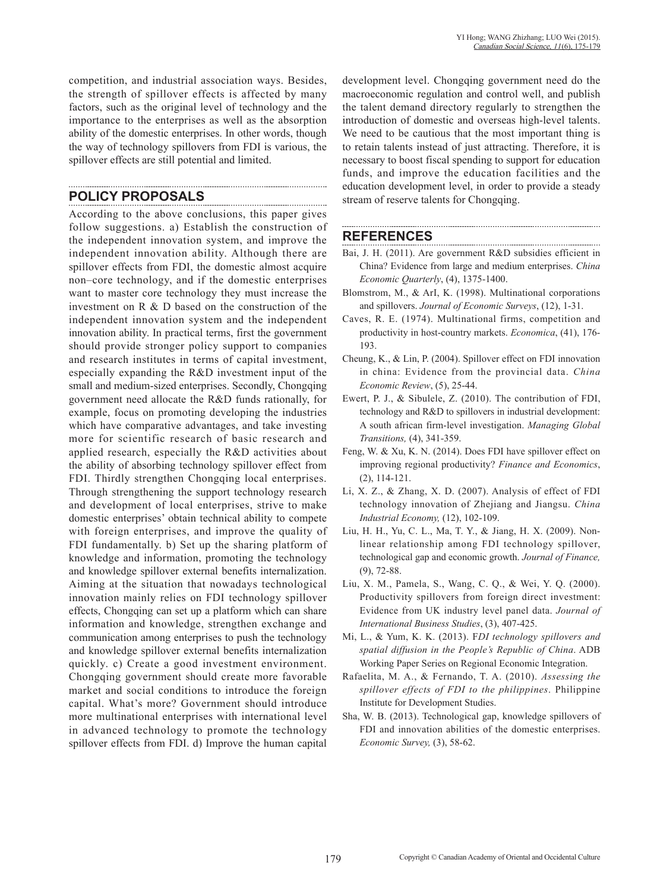competition, and industrial association ways. Besides, the strength of spillover effects is affected by many factors, such as the original level of technology and the importance to the enterprises as well as the absorption ability of the domestic enterprises. In other words, though the way of technology spillovers from FDI is various, the spillover effects are still potential and limited.

## POLICY PROPOSALS

According to the above conclusions, this paper gives follow suggestions. a) Establish the construction of the independent innovation system, and improve the independent innovation ability. Although there are spillover effects from FDI, the domestic almost acquire non–core technology, and if the domestic enterprises want to master core technology they must increase the investment on R & D based on the construction of the independent innovation system and the independent innovation ability. In practical terms, first the government should provide stronger policy support to companies and research institutes in terms of capital investment, especially expanding the R&D investment input of the small and medium-sized enterprises. Secondly, Chongqing government need allocate the R&D funds rationally, for example, focus on promoting developing the industries which have comparative advantages, and take investing more for scientific research of basic research and applied research, especially the R&D activities about the ability of absorbing technology spillover effect from FDI. Thirdly strengthen Chongqing local enterprises. Through strengthening the support technology research and development of local enterprises, strive to make domestic enterprises' obtain technical ability to compete with foreign enterprises, and improve the quality of FDI fundamentally. b) Set up the sharing platform of knowledge and information, promoting the technology and knowledge spillover external benefits internalization. Aiming at the situation that nowadays technological innovation mainly relies on FDI technology spillover effects, Chongqing can set up a platform which can share information and knowledge, strengthen exchange and communication among enterprises to push the technology and knowledge spillover external benefits internalization quickly. c) Create a good investment environment. Chongqing government should create more favorable market and social conditions to introduce the foreign capital. What's more? Government should introduce more multinational enterprises with international level in advanced technology to promote the technology spillover effects from FDI. d) Improve the human capital development level. Chongqing government need do the macroeconomic regulation and control well, and publish the talent demand directory regularly to strengthen the introduction of domestic and overseas high-level talents. We need to be cautious that the most important thing is to retain talents instead of just attracting. Therefore, it is necessary to boost fiscal spending to support for education funds, and improve the education facilities and the education development level, in order to provide a steady stream of reserve talents for Chongqing.

## REFERENCES

Bai, J. H. (2011). Are government R&D subsidies efficient in China? Evidence from large and medium enterprises. *China Economic Quarterly*, (4), 1375-1400.

Blomstrom, M., & ArI, K. (1998). Multinational corporations and spillovers. *Journal of Economic Surveys*, (12), 1-31.

Caves, R. E. (1974). Multinational firms, competition and productivity in host-country markets. *Economica*, (41), 176-193.

Cheung, K., & Lin, P. (2004). Spillover effect on FDI innovation in china: Evidence from the provincial data. *China Economic Review*, (5), 25-44.

Ewert, P. J., & Sibulele, Z. (2010). The contribution of FDI, technology and R&D to spillovers in industrial development: A south african firm-level investigation. *Managing Global Transitions,* (4), 341-359.

Feng, W. & Xu, K. N. (2014). Does FDI have spillover effect on improving regional productivity? *Finance and Economics*, (2), 114-121.

Li, X. Z., & Zhang, X. D. (2007). Analysis of effect of FDI technology innovation of Zhejiang and Jiangsu. *China Industrial Economy,* (12), 102-109.

Liu, H. H., Yu, C. L., Ma, T. Y., & Jiang, H. X. (2009). Non-linear relationship among FDI technology spillover, technological gap and economic growth. *Journal of Finance,* (9), 72-88.

Liu, X. M., Pamela, S., Wang, C. Q., & Wei, Y. Q. (2000). Productivity spillovers from foreign direct investment: Evidence from UK industry level panel data. *Journal of International Business Studies*, (3), 407-425.

Mi, L., & Yum, K. K. (2013). F*DI technology spillovers and spatial diffusion in the People's Republic of China*. ADB Working Paper Series on Regional Economic Integration.

Rafaelita, M. A., & Fernando, T. A. (2010). *Assessing the spillover effects of FDI to the philippines*. Philippine Institute for Development Studies.

Sha, W. B. (2013). Technological gap, knowledge spillovers of FDI and innovation abilities of the domestic enterprises. *Economic Survey,* (3), 58-62.